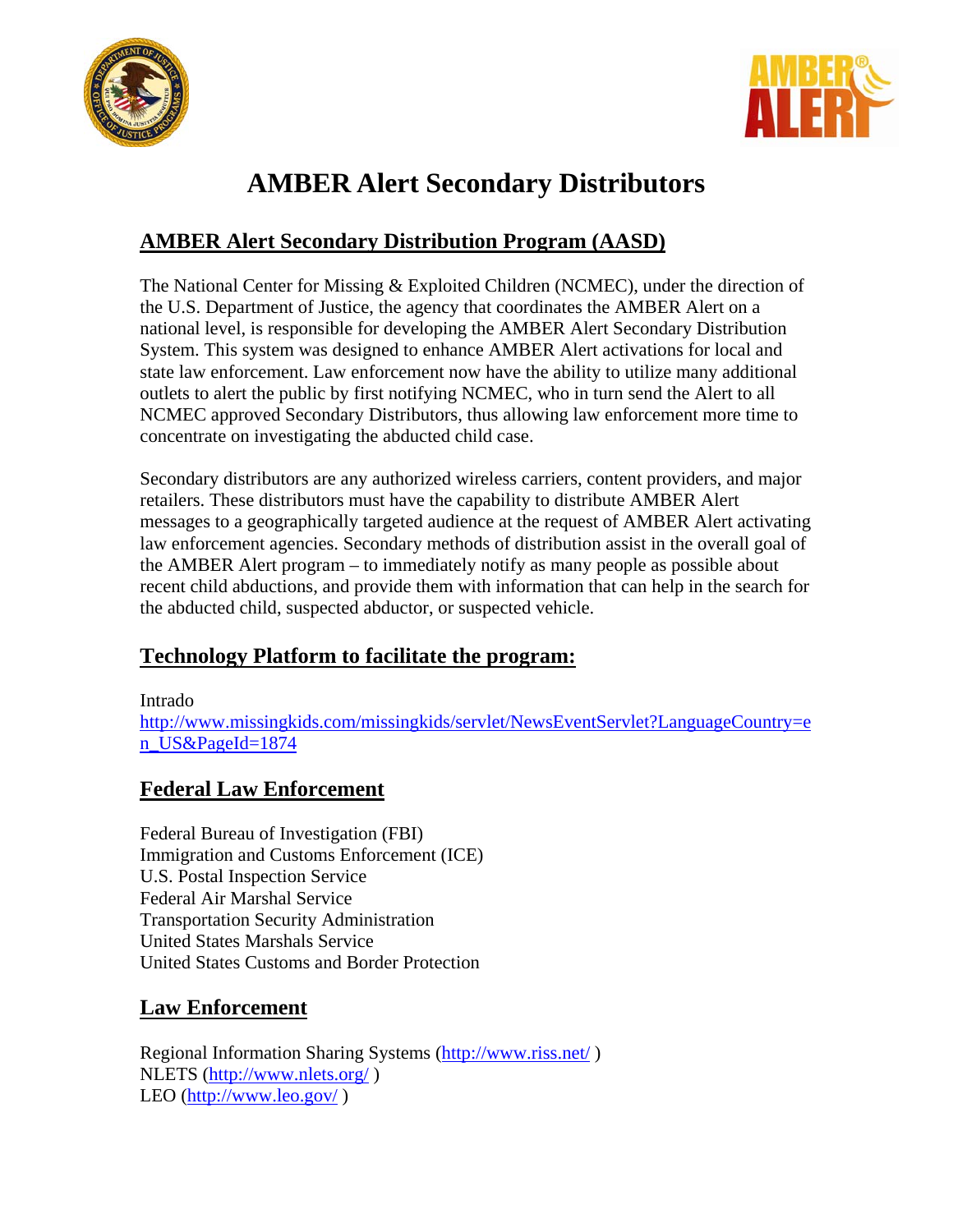# AMBER Alert Secondary Distributors

## AMBER Alert Secondary Distribution Program (AASD)

The National Center for Missing & Exploited Children (NCMEC), under the direction of the U.S. Department of Justice, the agency that coordinates the AMBER Alert on a national level, is responsible for developing the AMBER Alert Secondary Distribution System. This system was designed to enhance AMBER Alert activations for local and state law enforcement. Law enforcement now have the ability to utilize many additional outlets to alert the public by first notifying NCMEC, who in turn send the Alert to all NCMEC approved Secondary Distributors, thus allowing law enforcement more time to concentrate on investigating the abducted child case.

Secondary distributors are any authorized wireless carriers, content providers, and major retailers. These distributors must have the capability to distribute AMBER Alert messages to a geographically targeted audience at the request of AMBER Alert activating law enforcement agencies. Secondary methods of distribution assist in the overall goal of the AMBER Alert program – to immediately notify as many people as possible about recent child abductions, and provide them with information that can help in the search for the abducted child, suspected abductor, or suspected vehicle.

## Technology Platform to facilitate the program:

Intrado
http://www.missingkids.com/missingkids/servlet/NewsEventServlet?LanguageCountry=en_US&PageId=1874

## Federal Law Enforcement

Federal Bureau of Investigation (FBI)
Immigration and Customs Enforcement (ICE)
U.S. Postal Inspection Service
Federal Air Marshal Service
Transportation Security Administration
United States Marshals Service
United States Customs and Border Protection

## Law Enforcement

Regional Information Sharing Systems (http://www.riss.net/ )
NLETS (http://www.nlets.org/ )
LEO (http://www.leo.gov/ )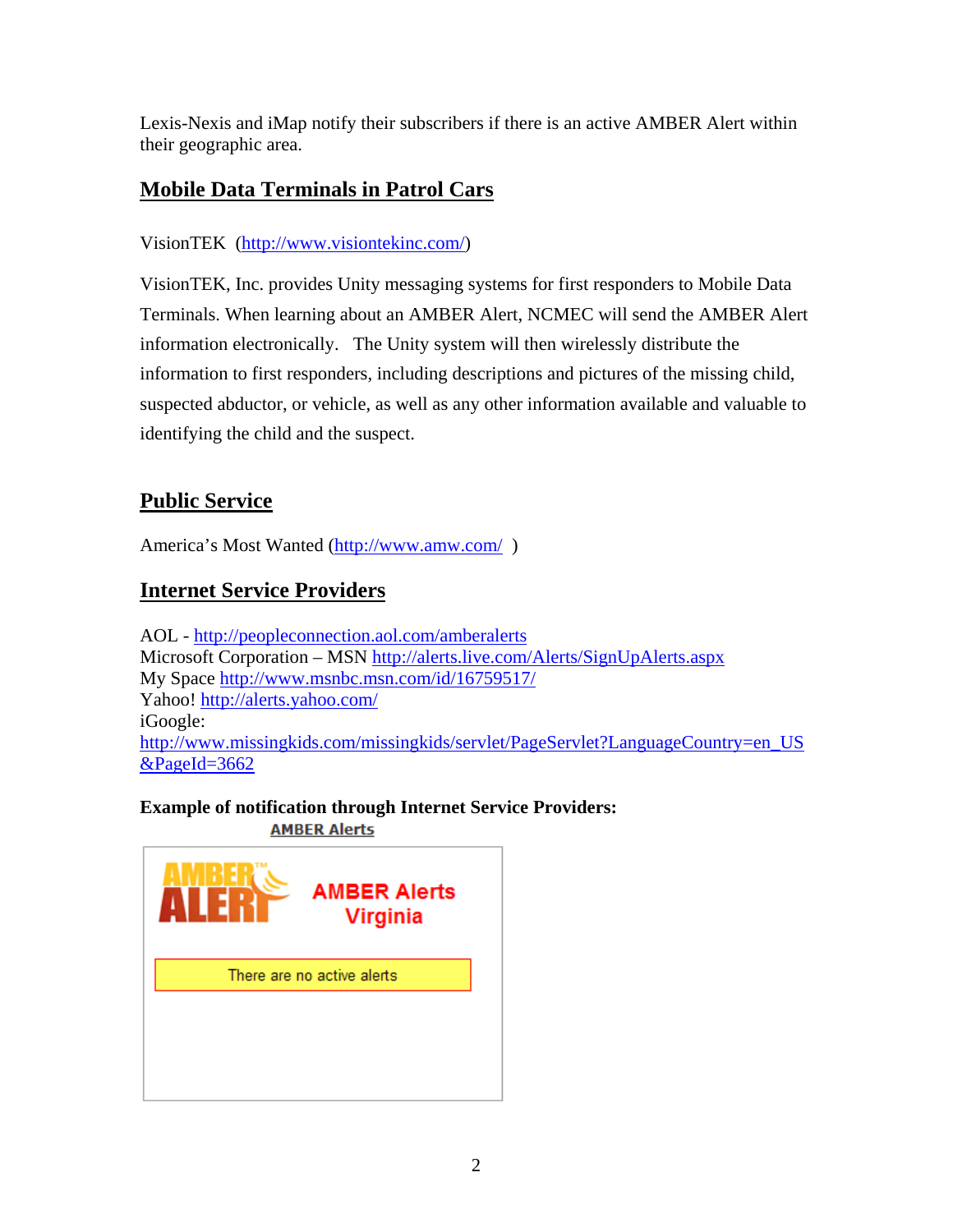Lexis-Nexis and iMap notify their subscribers if there is an active AMBER Alert within their geographic area.

## Mobile Data Terminals in Patrol Cars

VisionTEK (http://www.visiontekinc.com/)

VisionTEK, Inc. provides Unity messaging systems for first responders to Mobile Data Terminals. When learning about an AMBER Alert, NCMEC will send the AMBER Alert information electronically. The Unity system will then wirelessly distribute the information to first responders, including descriptions and pictures of the missing child, suspected abductor, or vehicle, as well as any other information available and valuable to identifying the child and the suspect.

## Public Service

America's Most Wanted (http://www.amw.com/ )

## Internet Service Providers

AOL - http://peopleconnection.aol.com/amberalerts
Microsoft Corporation – MSN http://alerts.live.com/Alerts/SignUpAlerts.aspx
My Space http://www.msnbc.msn.com/id/16759517/
Yahoo! http://alerts.yahoo.com/
iGoogle:
http://www.missingkids.com/missingkids/servlet/PageServlet?LanguageCountry=en_US&PageId=3662

**Example of notification through Internet Service Providers:**

AMBER Alerts

AMBER ALERT™ AMBER Alerts Virginia

There are no active alerts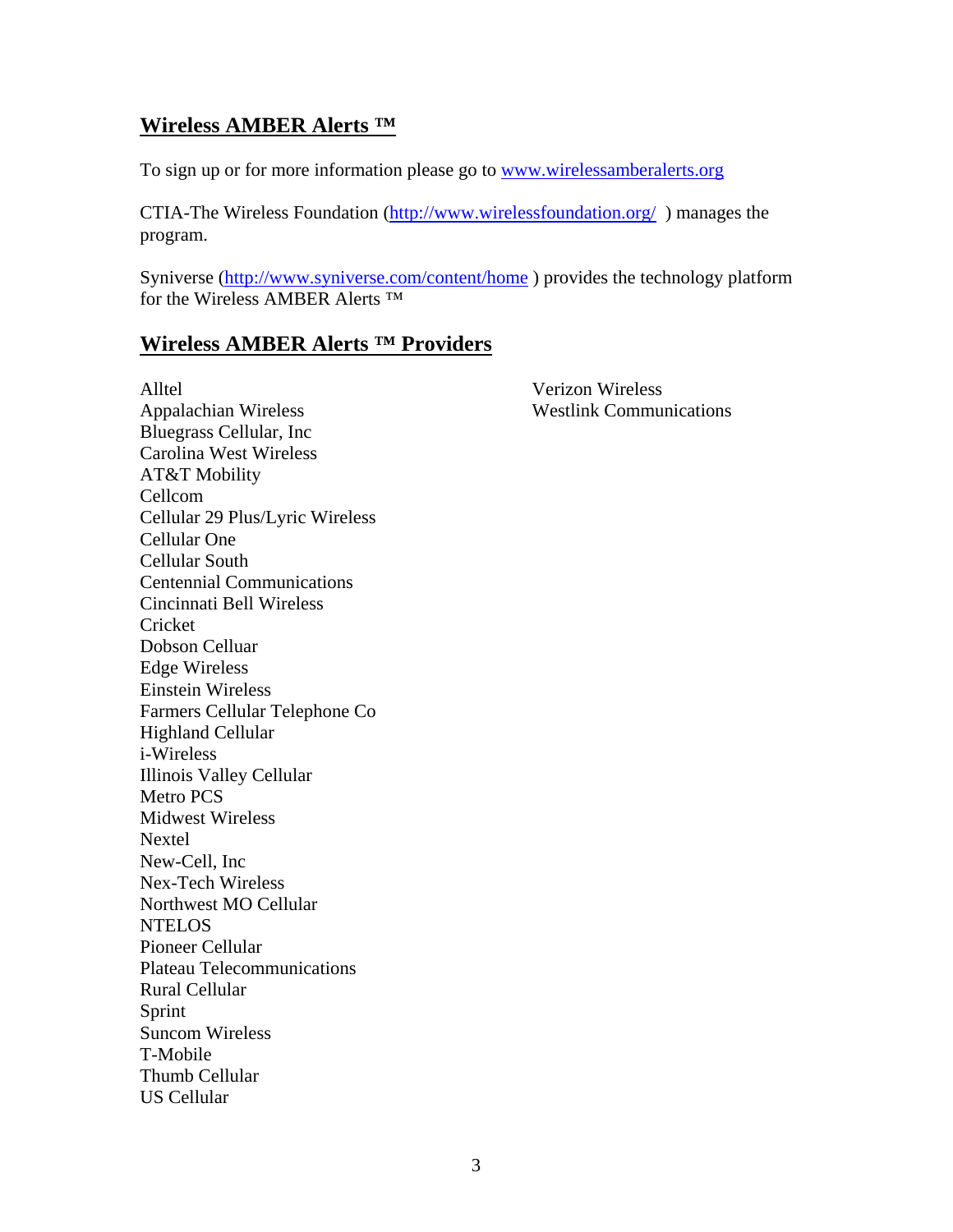## Wireless AMBER Alerts ™

To sign up or for more information please go to www.wirelessamberalerts.org

CTIA-The Wireless Foundation (http://www.wirelessfoundation.org/ ) manages the program.

Syniverse (http://www.syniverse.com/content/home ) provides the technology platform for the Wireless AMBER Alerts ™

## Wireless AMBER Alerts ™ Providers

Alltel
Appalachian Wireless
Bluegrass Cellular, Inc
Carolina West Wireless
AT&T Mobility
Cellcom
Cellular 29 Plus/Lyric Wireless
Cellular One
Cellular South
Centennial Communications
Cincinnati Bell Wireless
Cricket
Dobson Celluar
Edge Wireless
Einstein Wireless
Farmers Cellular Telephone Co
Highland Cellular
i-Wireless
Illinois Valley Cellular
Metro PCS
Midwest Wireless
Nextel
New-Cell, Inc
Nex-Tech Wireless
Northwest MO Cellular
NTELOS
Pioneer Cellular
Plateau Telecommunications
Rural Cellular
Sprint
Suncom Wireless
T-Mobile
Thumb Cellular
US Cellular
Verizon Wireless
Westlink Communications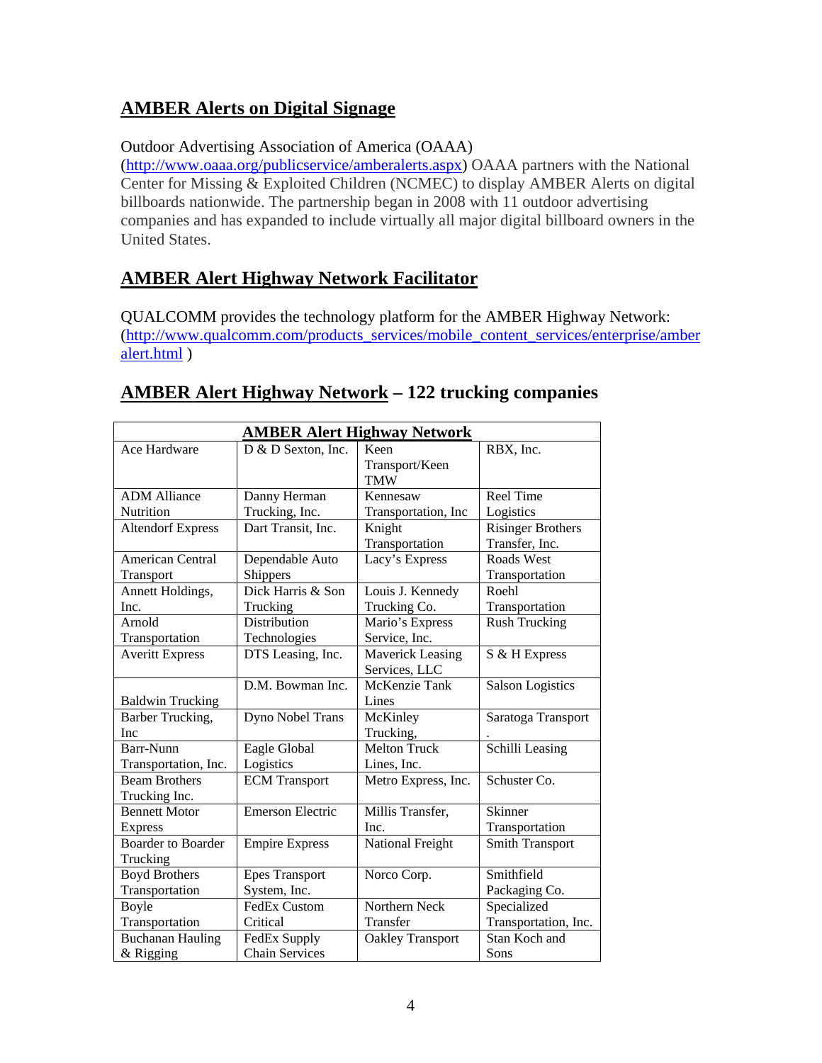## AMBER Alerts on Digital Signage

Outdoor Advertising Association of America (OAAA) (http://www.oaaa.org/publicservice/amberalerts.aspx) OAAA partners with the National Center for Missing & Exploited Children (NCMEC) to display AMBER Alerts on digital billboards nationwide. The partnership began in 2008 with 11 outdoor advertising companies and has expanded to include virtually all major digital billboard owners in the United States.

## AMBER Alert Highway Network Facilitator

QUALCOMM provides the technology platform for the AMBER Highway Network: (http://www.qualcomm.com/products_services/mobile_content_services/enterprise/amberalert.html )

## AMBER Alert Highway Network – 122 trucking companies

| **AMBER Alert Highway Network** | | | |
|---|---|---|---|
| Ace Hardware | D & D Sexton, Inc. | Keen Transport/Keen TMW | RBX, Inc. |
| ADM Alliance Nutrition | Danny Herman Trucking, Inc. | Kennesaw Transportation, Inc | Reel Time Logistics |
| Altendorf Express | Dart Transit, Inc. | Knight Transportation | Risinger Brothers Transfer, Inc. |
| American Central Transport | Dependable Auto Shippers | Lacy's Express | Roads West Transportation |
| Annett Holdings, Inc. | Dick Harris & Son Trucking | Louis J. Kennedy Trucking Co. | Roehl Transportation |
| Arnold Transportation | Distribution Technologies | Mario's Express Service, Inc. | Rush Trucking |
| Averitt Express | DTS Leasing, Inc. | Maverick Leasing Services, LLC | S & H Express |
| Baldwin Trucking | D.M. Bowman Inc. | McKenzie Tank Lines | Salson Logistics |
| Barber Trucking, Inc | Dyno Nobel Trans | McKinley Trucking, | Saratoga Transport . |
| Barr-Nunn Transportation, Inc. | Eagle Global Logistics | Melton Truck Lines, Inc. | Schilli Leasing |
| Beam Brothers Trucking Inc. | ECM Transport | Metro Express, Inc. | Schuster Co. |
| Bennett Motor Express | Emerson Electric | Millis Transfer, Inc. | Skinner Transportation |
| Boarder to Boarder Trucking | Empire Express | National Freight | Smith Transport |
| Boyd Brothers Transportation | Epes Transport System, Inc. | Norco Corp. | Smithfield Packaging Co. |
| Boyle Transportation | FedEx Custom Critical | Northern Neck Transfer | Specialized Transportation, Inc. |
| Buchanan Hauling & Rigging | FedEx Supply Chain Services | Oakley Transport | Stan Koch and Sons |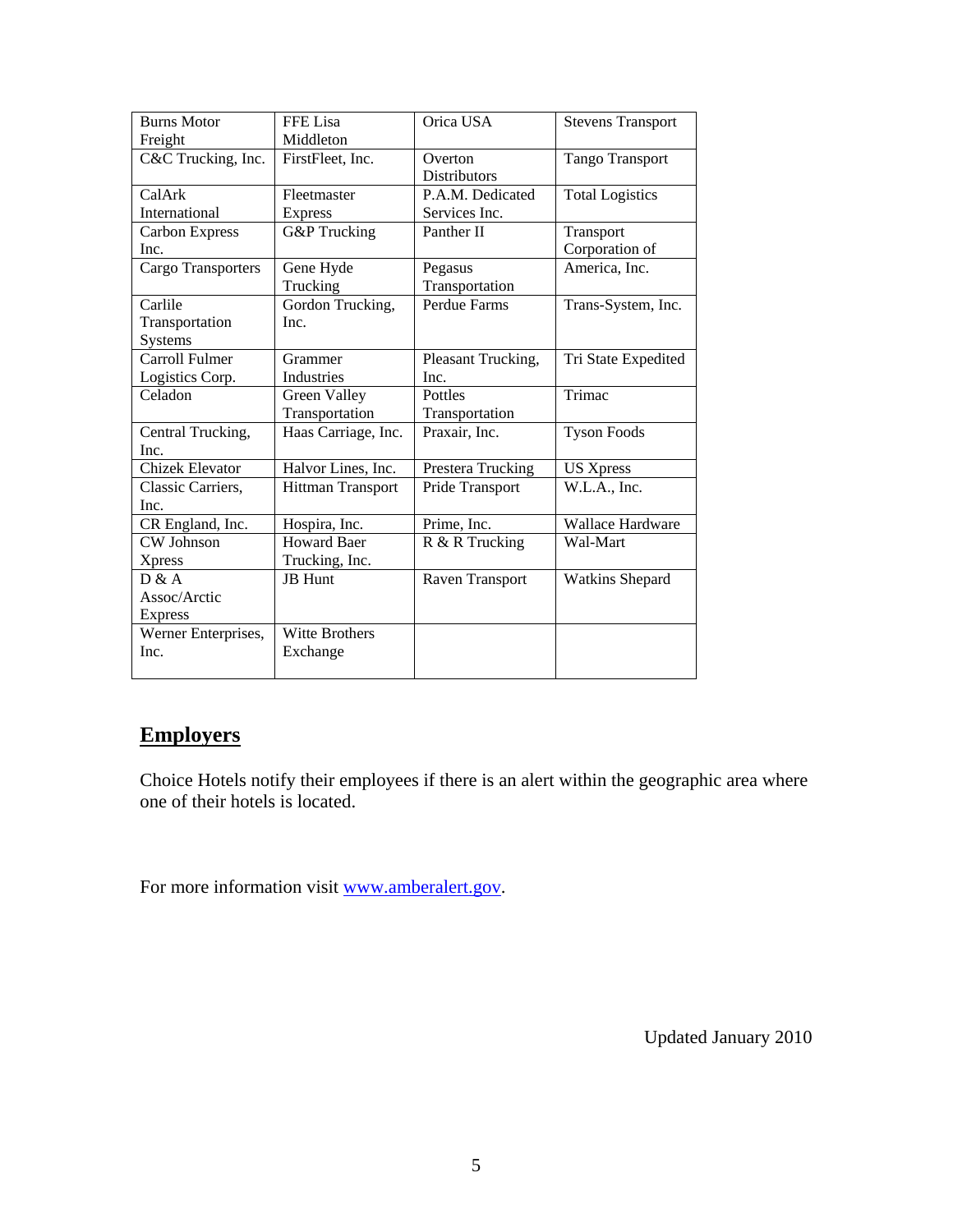| | | | |
|---|---|---|---|
| Burns Motor Freight | FFE Lisa Middleton | Orica USA | Stevens Transport |
| C&C Trucking, Inc. | FirstFleet, Inc. | Overton Distributors | Tango Transport |
| CalArk International | Fleetmaster Express | P.A.M. Dedicated Services Inc. | Total Logistics |
| Carbon Express Inc. | G&P Trucking | Panther II | Transport Corporation of |
| Cargo Transporters | Gene Hyde Trucking | Pegasus Transportation | America, Inc. |
| Carlile Transportation Systems | Gordon Trucking, Inc. | Perdue Farms | Trans-System, Inc. |
| Carroll Fulmer Logistics Corp. | Grammer Industries | Pleasant Trucking, Inc. | Tri State Expedited |
| Celadon | Green Valley Transportation | Pottles Transportation | Trimac |
| Central Trucking, Inc. | Haas Carriage, Inc. | Praxair, Inc. | Tyson Foods |
| Chizek Elevator | Halvor Lines, Inc. | Prestera Trucking | US Xpress |
| Classic Carriers, Inc. | Hittman Transport | Pride Transport | W.L.A., Inc. |
| CR England, Inc. | Hospira, Inc. | Prime, Inc. | Wallace Hardware |
| CW Johnson Xpress | Howard Baer Trucking, Inc. | R & R Trucking | Wal-Mart |
| D & A Assoc/Arctic Express | JB Hunt | Raven Transport | Watkins Shepard |
| Werner Enterprises, Inc. | Witte Brothers Exchange | | |

## Employers

Choice Hotels notify their employees if there is an alert within the geographic area where one of their hotels is located.

For more information visit www.amberalert.gov.

Updated January 2010